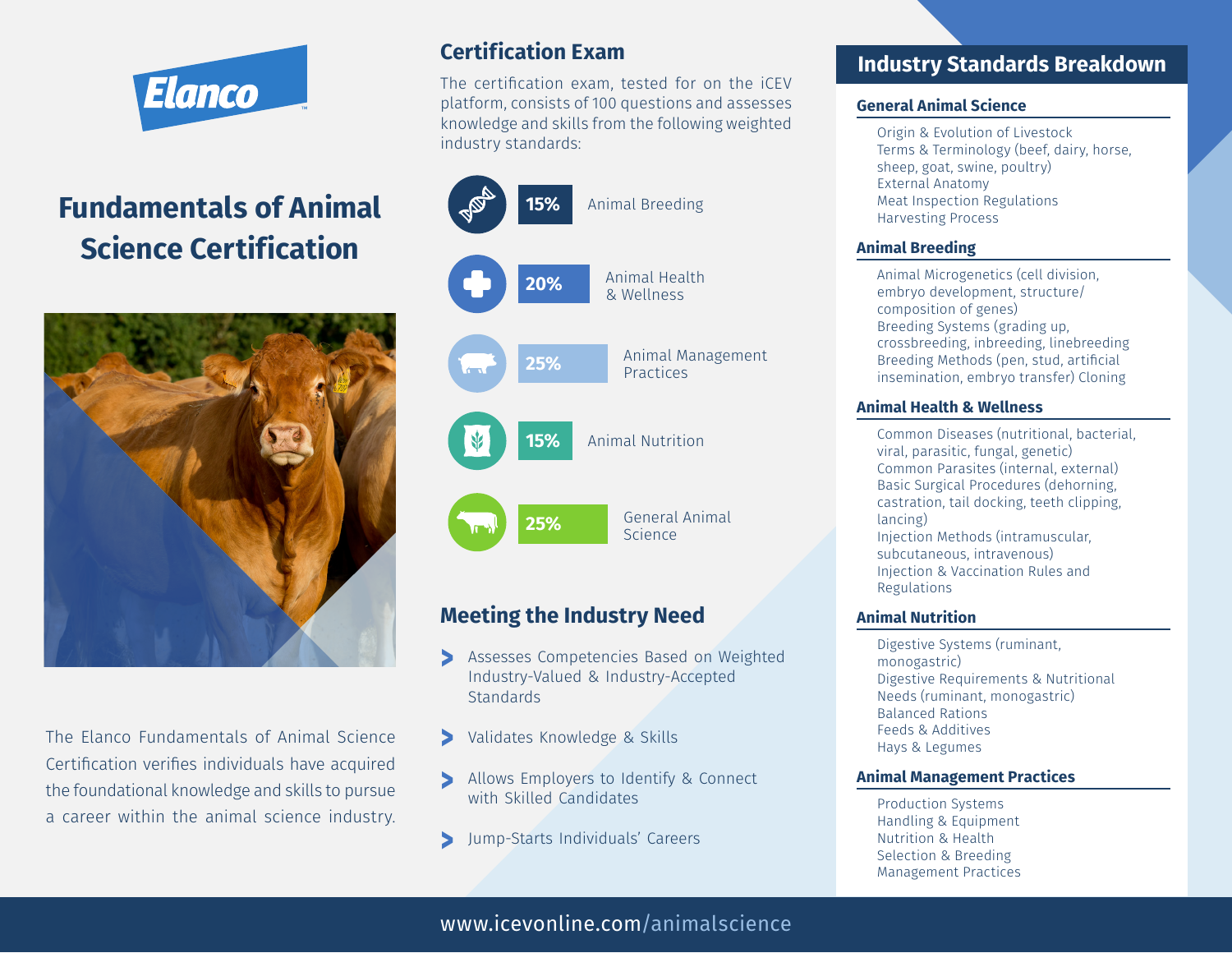Elanco

# Fundamentals of Animal Science Certification

The Elanco Fundamentals of Animal Science Certification verifies individuals have acquired the foundational knowledge and skills to pursue a career within the animal science industry.

## Certification Exam

The certification exam, tested for on the iCEV platform, consists of 100 questions and assesses knowledge and skills from the following weighted industry standards:

| Weight | Standard |
|---|---|
| 15% | Animal Breeding |
| 20% | Animal Health & Wellness |
| 25% | Animal Management Practices |
| 15% | Animal Nutrition |
| 25% | General Animal Science |

## Meeting the Industry Need

- Assesses Competencies Based on Weighted Industry-Valued & Industry-Accepted Standards
- Validates Knowledge & Skills
- Allows Employers to Identify & Connect with Skilled Candidates
- Jump-Starts Individuals' Careers

## Industry Standards Breakdown

### General Animal Science

- Origin & Evolution of Livestock
- Terms & Terminology (beef, dairy, horse, sheep, goat, swine, poultry)
- External Anatomy
- Meat Inspection Regulations
- Harvesting Process

### Animal Breeding

- Animal Microgenetics (cell division, embryo development, structure/ composition of genes)
- Breeding Systems (grading up, crossbreeding, inbreeding, linebreeding
- Breeding Methods (pen, stud, artificial insemination, embryo transfer) Cloning

### Animal Health & Wellness

- Common Diseases (nutritional, bacterial, viral, parasitic, fungal, genetic)
- Common Parasites (internal, external)
- Basic Surgical Procedures (dehorning, castration, tail docking, teeth clipping, lancing)
- Injection Methods (intramuscular, subcutaneous, intravenous)
- Injection & Vaccination Rules and Regulations

### Animal Nutrition

- Digestive Systems (ruminant, monogastric)
- Digestive Requirements & Nutritional Needs (ruminant, monogastric)
- Balanced Rations
- Feeds & Additives
- Hays & Legumes

### Animal Management Practices

- Production Systems
- Handling & Equipment
- Nutrition & Health
- Selection & Breeding
- Management Practices

www.icevonline.com/animalscience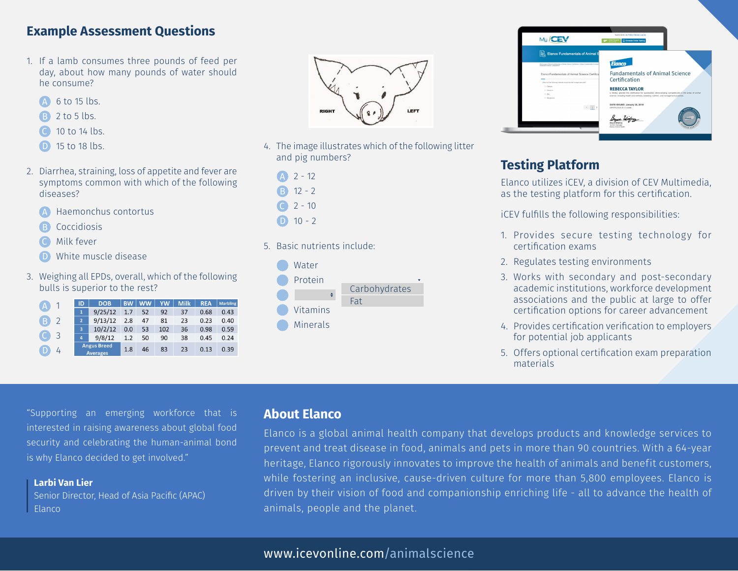## Example Assessment Questions

1. If a lamb consumes three pounds of feed per day, about how many pounds of water should he consume?
   - A 6 to 15 lbs.
   - B 2 to 5 lbs.
   - C 10 to 14 lbs.
   - D 15 to 18 lbs.

2. Diarrhea, straining, loss of appetite and fever are symptoms common with which of the following diseases?
   - A Haemonchus contortus
   - B Coccidiosis
   - C Milk fever
   - D White muscle disease

3. Weighing all EPDs, overall, which of the following bulls is superior to the rest?
   - A 1
   - B 2
   - C 3
   - D 4

| ID | DOB | BW | WW | YW | Milk | REA | Marbling |
|---|---|---|---|---|---|---|---|
| 1 | 9/25/12 | 1.7 | 52 | 92 | 37 | 0.68 | 0.43 |
| 2 | 9/13/12 | 2.8 | 47 | 81 | 23 | 0.23 | 0.40 |
| 3 | 10/2/12 | 0.0 | 53 | 102 | 36 | 0.98 | 0.59 |
| 4 | 9/8/12 | 1.2 | 50 | 90 | 38 | 0.45 | 0.24 |
| Angus Breed Averages | | 1.8 | 46 | 83 | 23 | 0.13 | 0.39 |

RIGHT LEFT

4. The image illustrates which of the following litter and pig numbers?
   - A 2 - 12
   - B 12 - 2
   - C 2 - 10
   - D 10 - 2

5. Basic nutrients include:
   - Water
   - Protein
   - [dropdown: Carbohydrates / Fat]
   - Vitamins
   - Minerals

## Testing Platform

Elanco utilizes iCEV, a division of CEV Multimedia, as the testing platform for this certification.

iCEV fulfills the following responsibilities:

1. Provides secure testing technology for certification exams
2. Regulates testing environments
3. Works with secondary and post-secondary academic institutions, workforce development associations and the public at large to offer certification options for career advancement
4. Provides certification verification to employers for potential job applicants
5. Offers optional certification exam preparation materials

"Supporting an emerging workforce that is interested in raising awareness about global food security and celebrating the human-animal bond is why Elanco decided to get involved."

**Larbi Van Lier**
Senior Director, Head of Asia Pacific (APAC)
Elanco

## About Elanco

Elanco is a global animal health company that develops products and knowledge services to prevent and treat disease in food, animals and pets in more than 90 countries. With a 64-year heritage, Elanco rigorously innovates to improve the health of animals and benefit customers, while fostering an inclusive, cause-driven culture for more than 5,800 employees. Elanco is driven by their vision of food and companionship enriching life - all to advance the health of animals, people and the planet.

www.icevonline.com/animalscience